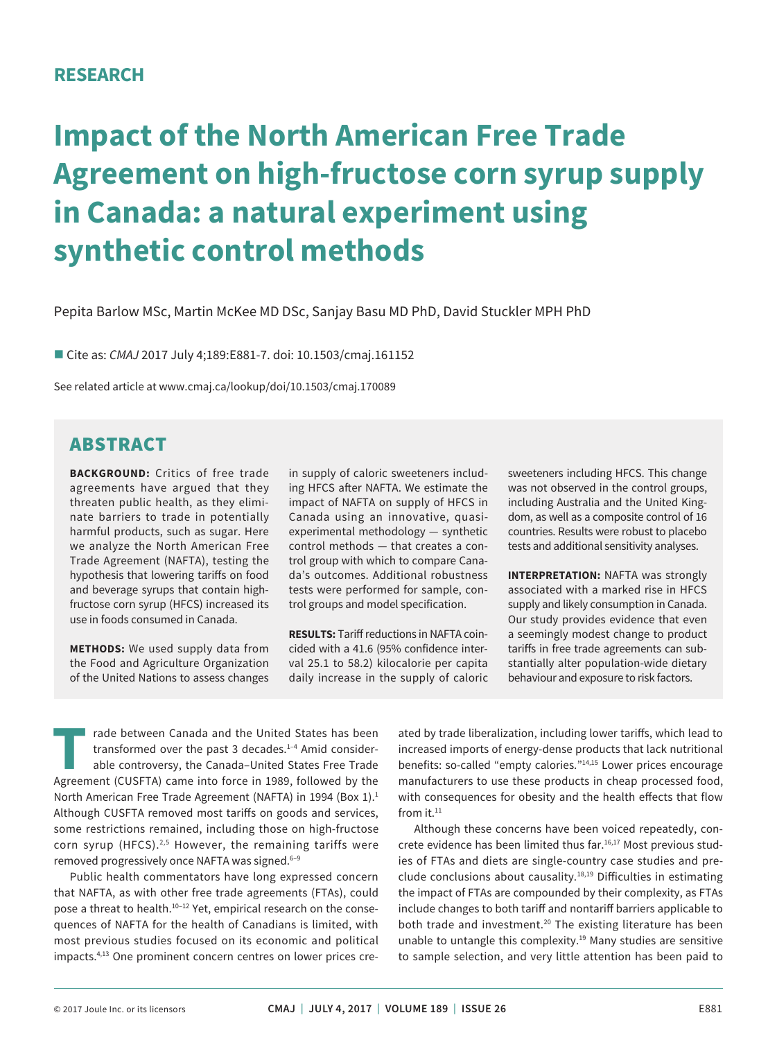RESEARCH

# Impact of the North American Free Trade Agreement on high-fructose corn syrup supply in Canada: a natural experiment using synthetic control methods

Pepita Barlow MSc, Martin McKee MD DSc, Sanjay Basu MD PhD, David Stuckler MPH PhD

■ Cite as: *CMAJ* 2017 July 4;189:E881-7. doi: 10.1503/cmaj.161152

See related article at www.cmaj.ca/lookup/doi/10.1503/cmaj.170089

## ABSTRACT

**BACKGROUND:** Critics of free trade agreements have argued that they threaten public health, as they eliminate barriers to trade in potentially harmful products, such as sugar. Here we analyze the North American Free Trade Agreement (NAFTA), testing the hypothesis that lowering tariffs on food and beverage syrups that contain high-fructose corn syrup (HFCS) increased its use in foods consumed in Canada.

**METHODS:** We used supply data from the Food and Agriculture Organization of the United Nations to assess changes in supply of caloric sweeteners including HFCS after NAFTA. We estimate the impact of NAFTA on supply of HFCS in Canada using an innovative, quasi-experimental methodology — synthetic control methods — that creates a control group with which to compare Canada's outcomes. Additional robustness tests were performed for sample, control groups and model specification.

**RESULTS:** Tariff reductions in NAFTA coincided with a 41.6 (95% confidence interval 25.1 to 58.2) kilocalorie per capita daily increase in the supply of caloric sweeteners including HFCS. This change was not observed in the control groups, including Australia and the United Kingdom, as well as a composite control of 16 countries. Results were robust to placebo tests and additional sensitivity analyses.

**INTERPRETATION:** NAFTA was strongly associated with a marked rise in HFCS supply and likely consumption in Canada. Our study provides evidence that even a seemingly modest change to product tariffs in free trade agreements can substantially alter population-wide dietary behaviour and exposure to risk factors.

Trade between Canada and the United States has been transformed over the past 3 decades.[1–4] Amid considerable controversy, the Canada–United States Free Trade Agreement (CUSFTA) came into force in 1989, followed by the North American Free Trade Agreement (NAFTA) in 1994 (Box 1).[1] Although CUSFTA removed most tariffs on goods and services, some restrictions remained, including those on high-fructose corn syrup (HFCS).[2,5] However, the remaining tariffs were removed progressively once NAFTA was signed.[6–9]

Public health commentators have long expressed concern that NAFTA, as with other free trade agreements (FTAs), could pose a threat to health.[10–12] Yet, empirical research on the consequences of NAFTA for the health of Canadians is limited, with most previous studies focused on its economic and political impacts.[4,13] One prominent concern centres on lower prices created by trade liberalization, including lower tariffs, which lead to increased imports of energy-dense products that lack nutritional benefits: so-called "empty calories."[14,15] Lower prices encourage manufacturers to use these products in cheap processed food, with consequences for obesity and the health effects that flow from it.[11]

Although these concerns have been voiced repeatedly, concrete evidence has been limited thus far.[16,17] Most previous studies of FTAs and diets are single-country case studies and preclude conclusions about causality.[18,19] Difficulties in estimating the impact of FTAs are compounded by their complexity, as FTAs include changes to both tariff and nontariff barriers applicable to both trade and investment.[20] The existing literature has been unable to untangle this complexity.[19] Many studies are sensitive to sample selection, and very little attention has been paid to

© 2017 Joule Inc. or its licensors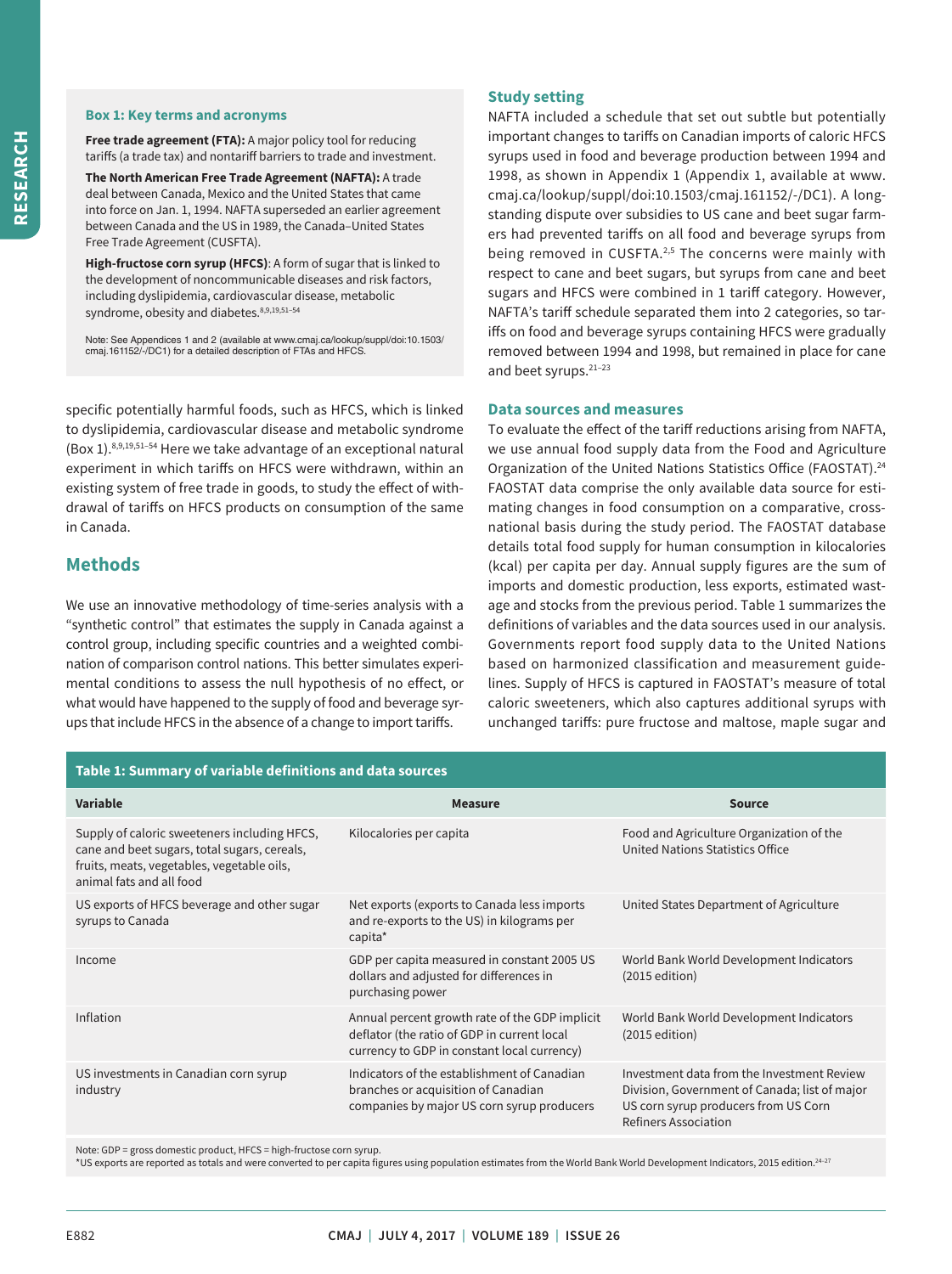### Box 1: Key terms and acronyms

**Free trade agreement (FTA):** A major policy tool for reducing tariffs (a trade tax) and nontariff barriers to trade and investment.

**The North American Free Trade Agreement (NAFTA):** A trade deal between Canada, Mexico and the United States that came into force on Jan. 1, 1994. NAFTA superseded an earlier agreement between Canada and the US in 1989, the Canada–United States Free Trade Agreement (CUSFTA).

**High-fructose corn syrup (HFCS)**: A form of sugar that is linked to the development of noncommunicable diseases and risk factors, including dyslipidemia, cardiovascular disease, metabolic syndrome, obesity and diabetes.[8,9,19,51–54]

Note: See Appendices 1 and 2 (available at www.cmaj.ca/lookup/suppl/doi:10.1503/cmaj.161152/-/DC1) for a detailed description of FTAs and HFCS.

specific potentially harmful foods, such as HFCS, which is linked to dyslipidemia, cardiovascular disease and metabolic syndrome (Box 1).[8,9,19,51–54] Here we take advantage of an exceptional natural experiment in which tariffs on HFCS were withdrawn, within an existing system of free trade in goods, to study the effect of withdrawal of tariffs on HFCS products on consumption of the same in Canada.

## Methods

We use an innovative methodology of time-series analysis with a "synthetic control" that estimates the supply in Canada against a control group, including specific countries and a weighted combination of comparison control nations. This better simulates experimental conditions to assess the null hypothesis of no effect, or what would have happened to the supply of food and beverage syrups that include HFCS in the absence of a change to import tariffs.

### Study setting

NAFTA included a schedule that set out subtle but potentially important changes to tariffs on Canadian imports of caloric HFCS syrups used in food and beverage production between 1994 and 1998, as shown in Appendix 1 (Appendix 1, available at www.cmaj.ca/lookup/suppl/doi:10.1503/cmaj.161152/-/DC1). A long-standing dispute over subsidies to US cane and beet sugar farmers had prevented tariffs on all food and beverage syrups from being removed in CUSFTA.[2,5] The concerns were mainly with respect to cane and beet sugars, but syrups from cane and beet sugars and HFCS were combined in 1 tariff category. However, NAFTA's tariff schedule separated them into 2 categories, so tariffs on food and beverage syrups containing HFCS were gradually removed between 1994 and 1998, but remained in place for cane and beet syrups.[21–23]

### Data sources and measures

To evaluate the effect of the tariff reductions arising from NAFTA, we use annual food supply data from the Food and Agriculture Organization of the United Nations Statistics Office (FAOSTAT).[24] FAOSTAT data comprise the only available data source for estimating changes in food consumption on a comparative, cross-national basis during the study period. The FAOSTAT database details total food supply for human consumption in kilocalories (kcal) per capita per day. Annual supply figures are the sum of imports and domestic production, less exports, estimated wastage and stocks from the previous period. Table 1 summarizes the definitions of variables and the data sources used in our analysis. Governments report food supply data to the United Nations based on harmonized classification and measurement guidelines. Supply of HFCS is captured in FAOSTAT's measure of total caloric sweeteners, which also captures additional syrups with unchanged tariffs: pure fructose and maltose, maple sugar and

**Table 1: Summary of variable definitions and data sources**

| Variable | Measure | Source |
|---|---|---|
| Supply of caloric sweeteners including HFCS, cane and beet sugars, total sugars, cereals, fruits, meats, vegetables, vegetable oils, animal fats and all food | Kilocalories per capita | Food and Agriculture Organization of the United Nations Statistics Office |
| US exports of HFCS beverage and other sugar syrups to Canada | Net exports (exports to Canada less imports and re-exports to the US) in kilograms per capita* | United States Department of Agriculture |
| Income | GDP per capita measured in constant 2005 US dollars and adjusted for differences in purchasing power | World Bank World Development Indicators (2015 edition) |
| Inflation | Annual percent growth rate of the GDP implicit deflator (the ratio of GDP in current local currency to GDP in constant local currency) | World Bank World Development Indicators (2015 edition) |
| US investments in Canadian corn syrup industry | Indicators of the establishment of Canadian branches or acquisition of Canadian companies by major US corn syrup producers | Investment data from the Investment Review Division, Government of Canada; list of major US corn syrup producers from US Corn Refiners Association |

Note: GDP = gross domestic product, HFCS = high-fructose corn syrup.
*US exports are reported as totals and were converted to per capita figures using population estimates from the World Bank World Development Indicators, 2015 edition.[24–27]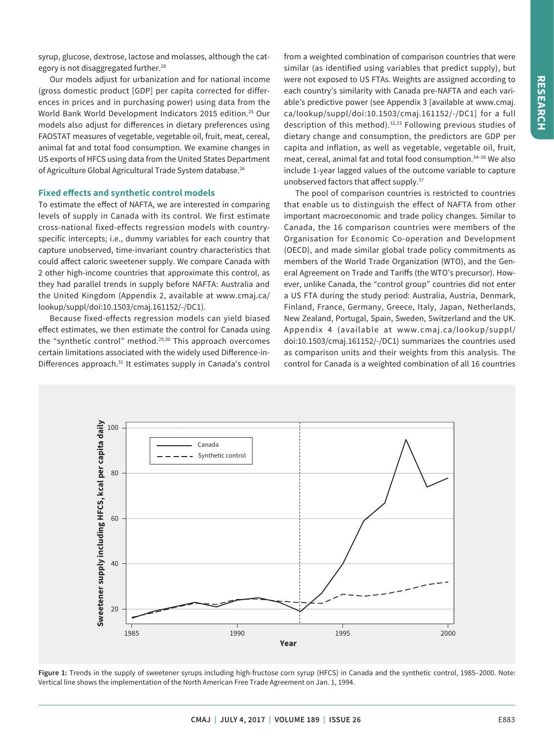syrup, glucose, dextrose, lactose and molasses, although the category is not disaggregated further.[28]

Our models adjust for urbanization and for national income (gross domestic product [GDP] per capita corrected for differences in prices and in purchasing power) using data from the World Bank World Development Indicators 2015 edition.[25] Our models also adjust for differences in dietary preferences using FAOSTAT measures of vegetable, vegetable oil, fruit, meat, cereal, animal fat and total food consumption. We examine changes in US exports of HFCS using data from the United States Department of Agriculture Global Agricultural Trade System database.[26]

### Fixed effects and synthetic control models

To estimate the effect of NAFTA, we are interested in comparing levels of supply in Canada with its control. We first estimate cross-national fixed-effects regression models with country-specific intercepts; i.e., dummy variables for each country that capture unobserved, time-invariant country characteristics that could affect caloric sweetener supply. We compare Canada with 2 other high-income countries that approximate this control, as they had parallel trends in supply before NAFTA: Australia and the United Kingdom (Appendix 2, available at www.cmaj.ca/lookup/suppl/doi:10.1503/cmaj.161152/-/DC1).

Because fixed-effects regression models can yield biased effect estimates, we then estimate the control for Canada using the "synthetic control" method.[29,30] This approach overcomes certain limitations associated with the widely used Difference-in-Differences approach.[31] It estimates supply in Canada's control from a weighted combination of comparison countries that were similar (as identified using variables that predict supply), but were not exposed to US FTAs. Weights are assigned according to each country's similarity with Canada pre-NAFTA and each variable's predictive power (see Appendix 3 [available at www.cmaj.ca/lookup/suppl/doi:10.1503/cmaj.161152/-/DC1] for a full description of this method).[32,33] Following previous studies of dietary change and consumption, the predictors are GDP per capita and inflation, as well as vegetable, vegetable oil, fruit, meat, cereal, animal fat and total food consumption.[34–36] We also include 1-year lagged values of the outcome variable to capture unobserved factors that affect supply.[37]

The pool of comparison countries is restricted to countries that enable us to distinguish the effect of NAFTA from other important macroeconomic and trade policy changes. Similar to Canada, the 16 comparison countries were members of the Organisation for Economic Co-operation and Development (OECD), and made similar global trade policy commitments as members of the World Trade Organization (WTO), and the General Agreement on Trade and Tariffs (the WTO's precursor). However, unlike Canada, the "control group" countries did not enter a US FTA during the study period: Australia, Austria, Denmark, Finland, France, Germany, Greece, Italy, Japan, Netherlands, New Zealand, Portugal, Spain, Sweden, Switzerland and the UK. Appendix 4 (available at www.cmaj.ca/lookup/suppl/doi:10.1503/cmaj.161152/-/DC1) summarizes the countries used as comparison units and their weights from this analysis. The control for Canada is a weighted combination of all 16 countries

**Figure 1:** Trends in the supply of sweetener syrups including high-fructose corn syrup (HFCS) in Canada and the synthetic control, 1985–2000. Note: Vertical line shows the implementation of the North American Free Trade Agreement on Jan. 1, 1994.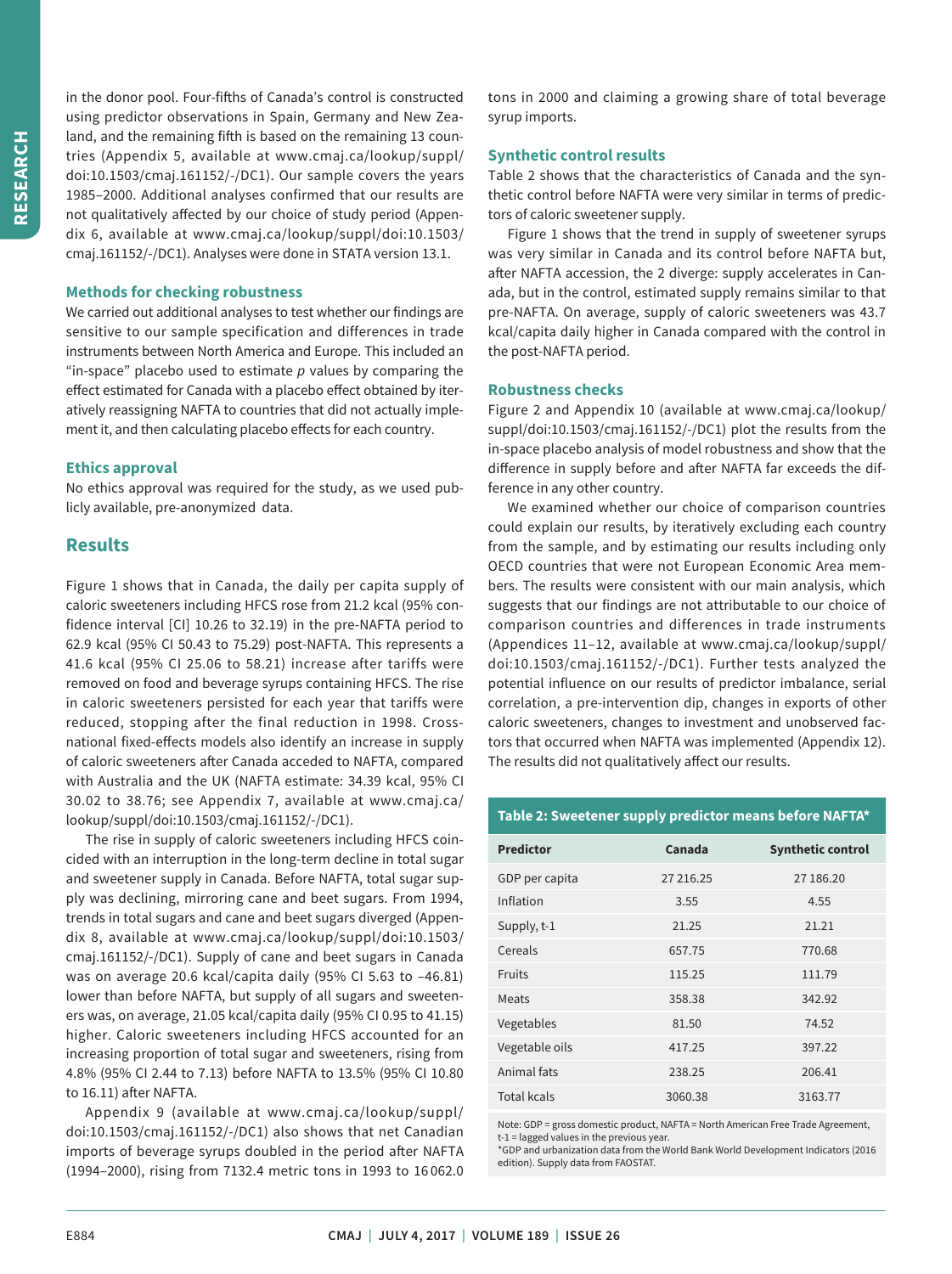in the donor pool. Four-fifths of Canada's control is constructed using predictor observations in Spain, Germany and New Zealand, and the remaining fifth is based on the remaining 13 countries (Appendix 5, available at www.cmaj.ca/lookup/suppl/doi:10.1503/cmaj.161152/-/DC1). Our sample covers the years 1985–2000. Additional analyses confirmed that our results are not qualitatively affected by our choice of study period (Appendix 6, available at www.cmaj.ca/lookup/suppl/doi:10.1503/cmaj.161152/-/DC1). Analyses were done in STATA version 13.1.

### Methods for checking robustness

We carried out additional analyses to test whether our findings are sensitive to our sample specification and differences in trade instruments between North America and Europe. This included an "in-space" placebo used to estimate *p* values by comparing the effect estimated for Canada with a placebo effect obtained by iteratively reassigning NAFTA to countries that did not actually implement it, and then calculating placebo effects for each country.

### Ethics approval

No ethics approval was required for the study, as we used publicly available, pre-anonymized data.

## Results

Figure 1 shows that in Canada, the daily per capita supply of caloric sweeteners including HFCS rose from 21.2 kcal (95% confidence interval [CI] 10.26 to 32.19) in the pre-NAFTA period to 62.9 kcal (95% CI 50.43 to 75.29) post-NAFTA. This represents a 41.6 kcal (95% CI 25.06 to 58.21) increase after tariffs were removed on food and beverage syrups containing HFCS. The rise in caloric sweeteners persisted for each year that tariffs were reduced, stopping after the final reduction in 1998. Cross-national fixed-effects models also identify an increase in supply of caloric sweeteners after Canada acceded to NAFTA, compared with Australia and the UK (NAFTA estimate: 34.39 kcal, 95% CI 30.02 to 38.76; see Appendix 7, available at www.cmaj.ca/lookup/suppl/doi:10.1503/cmaj.161152/-/DC1).

The rise in supply of caloric sweeteners including HFCS coincided with an interruption in the long-term decline in total sugar and sweetener supply in Canada. Before NAFTA, total sugar supply was declining, mirroring cane and beet sugars. From 1994, trends in total sugars and cane and beet sugars diverged (Appendix 8, available at www.cmaj.ca/lookup/suppl/doi:10.1503/cmaj.161152/-/DC1). Supply of cane and beet sugars in Canada was on average 20.6 kcal/capita daily (95% CI 5.63 to –46.81) lower than before NAFTA, but supply of all sugars and sweeteners was, on average, 21.05 kcal/capita daily (95% CI 0.95 to 41.15) higher. Caloric sweeteners including HFCS accounted for an increasing proportion of total sugar and sweeteners, rising from 4.8% (95% CI 2.44 to 7.13) before NAFTA to 13.5% (95% CI 10.80 to 16.11) after NAFTA.

Appendix 9 (available at www.cmaj.ca/lookup/suppl/doi:10.1503/cmaj.161152/-/DC1) also shows that net Canadian imports of beverage syrups doubled in the period after NAFTA (1994–2000), rising from 7132.4 metric tons in 1993 to 16 062.0 tons in 2000 and claiming a growing share of total beverage syrup imports.

### Synthetic control results

Table 2 shows that the characteristics of Canada and the synthetic control before NAFTA were very similar in terms of predictors of caloric sweetener supply.

Figure 1 shows that the trend in supply of sweetener syrups was very similar in Canada and its control before NAFTA but, after NAFTA accession, the 2 diverge: supply accelerates in Canada, but in the control, estimated supply remains similar to that pre-NAFTA. On average, supply of caloric sweeteners was 43.7 kcal/capita daily higher in Canada compared with the control in the post-NAFTA period.

### Robustness checks

Figure 2 and Appendix 10 (available at www.cmaj.ca/lookup/suppl/doi:10.1503/cmaj.161152/-/DC1) plot the results from the in-space placebo analysis of model robustness and show that the difference in supply before and after NAFTA far exceeds the difference in any other country.

We examined whether our choice of comparison countries could explain our results, by iteratively excluding each country from the sample, and by estimating our results including only OECD countries that were not European Economic Area members. The results were consistent with our main analysis, which suggests that our findings are not attributable to our choice of comparison countries and differences in trade instruments (Appendices 11–12, available at www.cmaj.ca/lookup/suppl/doi:10.1503/cmaj.161152/-/DC1). Further tests analyzed the potential influence on our results of predictor imbalance, serial correlation, a pre-intervention dip, changes in exports of other caloric sweeteners, changes to investment and unobserved factors that occurred when NAFTA was implemented (Appendix 12). The results did not qualitatively affect our results.

**Table 2: Sweetener supply predictor means before NAFTA***

| Predictor | Canada | Synthetic control |
|---|---|---|
| GDP per capita | 27 216.25 | 27 186.20 |
| Inflation | 3.55 | 4.55 |
| Supply, t-1 | 21.25 | 21.21 |
| Cereals | 657.75 | 770.68 |
| Fruits | 115.25 | 111.79 |
| Meats | 358.38 | 342.92 |
| Vegetables | 81.50 | 74.52 |
| Vegetable oils | 417.25 | 397.22 |
| Animal fats | 238.25 | 206.41 |
| Total kcals | 3060.38 | 3163.77 |

Note: GDP = gross domestic product, NAFTA = North American Free Trade Agreement, t-1 = lagged values in the previous year.
*GDP and urbanization data from the World Bank World Development Indicators (2016 edition). Supply data from FAOSTAT.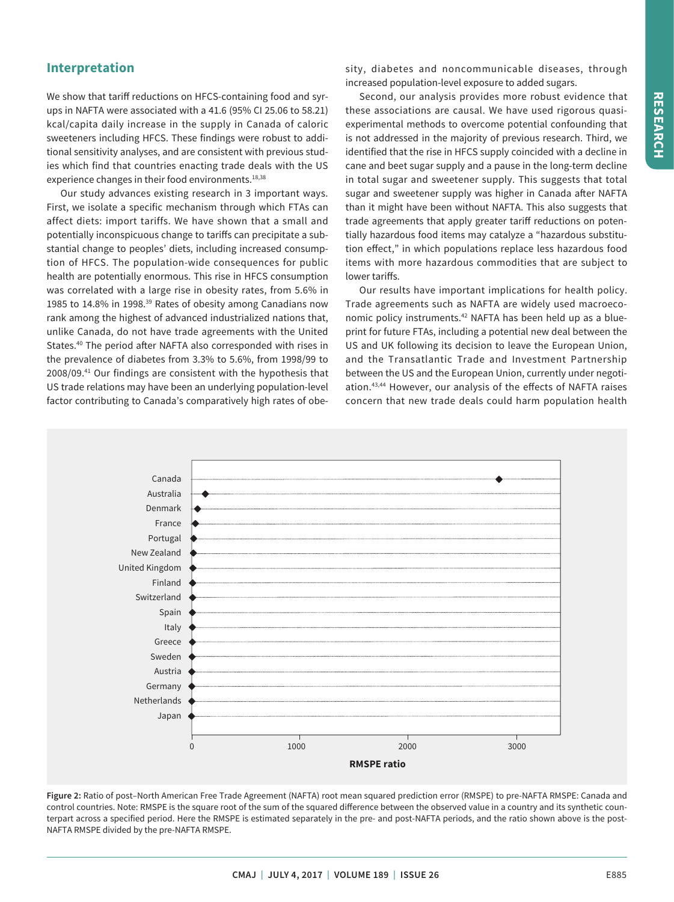## Interpretation

We show that tariff reductions on HFCS-containing food and syrups in NAFTA were associated with a 41.6 (95% CI 25.06 to 58.21) kcal/capita daily increase in the supply in Canada of caloric sweeteners including HFCS. These findings were robust to additional sensitivity analyses, and are consistent with previous studies which find that countries enacting trade deals with the US experience changes in their food environments.[18,38]

Our study advances existing research in 3 important ways. First, we isolate a specific mechanism through which FTAs can affect diets: import tariffs. We have shown that a small and potentially inconspicuous change to tariffs can precipitate a substantial change to peoples' diets, including increased consumption of HFCS. The population-wide consequences for public health are potentially enormous. This rise in HFCS consumption was correlated with a large rise in obesity rates, from 5.6% in 1985 to 14.8% in 1998.[39] Rates of obesity among Canadians now rank among the highest of advanced industrialized nations that, unlike Canada, do not have trade agreements with the United States.[40] The period after NAFTA also corresponded with rises in the prevalence of diabetes from 3.3% to 5.6%, from 1998/99 to 2008/09.[41] Our findings are consistent with the hypothesis that US trade relations may have been an underlying population-level factor contributing to Canada's comparatively high rates of obesity, diabetes and noncommunicable diseases, through increased population-level exposure to added sugars.

Second, our analysis provides more robust evidence that these associations are causal. We have used rigorous quasi-experimental methods to overcome potential confounding that is not addressed in the majority of previous research. Third, we identified that the rise in HFCS supply coincided with a decline in cane and beet sugar supply and a pause in the long-term decline in total sugar and sweetener supply. This suggests that total sugar and sweetener supply was higher in Canada after NAFTA than it might have been without NAFTA. This also suggests that trade agreements that apply greater tariff reductions on potentially hazardous food items may catalyze a "hazardous substitution effect," in which populations replace less hazardous food items with more hazardous commodities that are subject to lower tariffs.

Our results have important implications for health policy. Trade agreements such as NAFTA are widely used macroeconomic policy instruments.[42] NAFTA has been held up as a blueprint for future FTAs, including a potential new deal between the US and UK following its decision to leave the European Union, and the Transatlantic Trade and Investment Partnership between the US and the European Union, currently under negotiation.[43,44] However, our analysis of the effects of NAFTA raises concern that new trade deals could harm population health

**Figure 2:** Ratio of post–North American Free Trade Agreement (NAFTA) root mean squared prediction error (RMSPE) to pre-NAFTA RMSPE: Canada and control countries. Note: RMSPE is the square root of the sum of the squared difference between the observed value in a country and its synthetic counterpart across a specified period. Here the RMSPE is estimated separately in the pre- and post-NAFTA periods, and the ratio shown above is the post-NAFTA RMSPE divided by the pre-NAFTA RMSPE.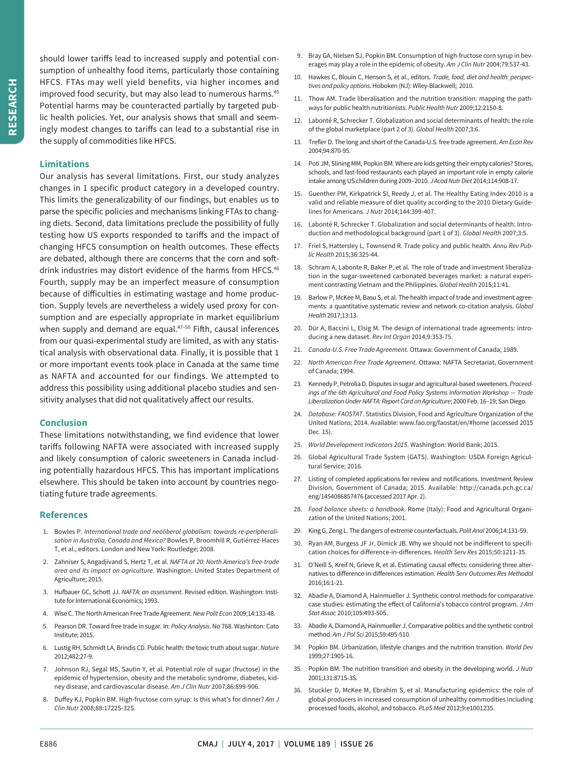should lower tariffs lead to increased supply and potential consumption of unhealthy food items, particularly those containing HFCS. FTAs may well yield benefits, via higher incomes and improved food security, but may also lead to numerous harms.[45] Potential harms may be counteracted partially by targeted public health policies. Yet, our analysis shows that small and seemingly modest changes to tariffs can lead to a substantial rise in the supply of commodities like HFCS.

## Limitations

Our analysis has several limitations. First, our study analyzes changes in 1 specific product category in a developed country. This limits the generalizability of our findings, but enables us to parse the specific policies and mechanisms linking FTAs to changing diets. Second, data limitations preclude the possibility of fully testing how US exports responded to tariffs and the impact of changing HFCS consumption on health outcomes. These effects are debated, although there are concerns that the corn and soft-drink industries may distort evidence of the harms from HFCS.[46] Fourth, supply may be an imperfect measure of consumption because of difficulties in estimating wastage and home production. Supply levels are nevertheless a widely used proxy for consumption and are especially appropriate in market equilibrium when supply and demand are equal.[47–50] Fifth, causal inferences from our quasi-experimental study are limited, as with any statistical analysis with observational data. Finally, it is possible that 1 or more important events took place in Canada at the same time as NAFTA and accounted for our findings. We attempted to address this possibility using additional placebo studies and sensitivity analyses that did not qualitatively affect our results.

## Conclusion

These limitations notwithstanding, we find evidence that lower tariffs following NAFTA were associated with increased supply and likely consumption of caloric sweeteners in Canada including potentially hazardous HFCS. This has important implications elsewhere. This should be taken into account by countries negotiating future trade agreements.

## References

1. Bowles P. *International trade and neoliberal globalism: towards re-peripheralisation in Australia, Canada and Mexico?* Bowles P, Broomhill R, Gutiérrez-Haces T, et al., editors. London and New York: Routledge; 2008.
2. Zahniser S, Angadjivand S, Hertz T, et al. *NAFTA at 20: North America's free-trade area and its impact on agriculture*. Washington: United States Department of Agriculture; 2015.
3. Hufbauer GC, Schott JJ. *NAFTA: an assessment*. Revised edition. Washington: Institute for International Economics; 1993.
4. Wise C. The North American Free Trade Agreement. *New Polit Econ* 2009;14:133-48.
5. Pearson DR. Toward free trade in sugar. In: *Policy Analysis*. No 768. Washinton: Cato Institute; 2015.
6. Lustig RH, Schmidt LA, Brindis CD. Public health: the toxic truth about sugar. *Nature* 2012;482:27-9.
7. Johnson RJ, Segal MS, Sautin Y, et al. Potential role of sugar (fructose) in the epidemic of hypertension, obesity and the metabolic syndrome, diabetes, kidney disease, and cardiovascular disease. *Am J Clin Nutr* 2007;86:899-906.
8. Duffey KJ, Popkin BM. High-fructose corn syrup: Is this what's for dinner? *Am J Clin Nutr* 2008;88:1722S-32S.
9. Bray GA, Nielsen SJ, Popkin BM. Consumption of high-fructose corn syrup in beverages may play a role in the epidemic of obesity. *Am J Clin Nutr* 2004;79:537-43.
10. Hawkes C, Blouin C, Henson S, et al., editors. *Trade, food, diet and health: perspectives and policy options*. Hoboken (NJ): Wiley-Blackwell; 2010.
11. Thow AM. Trade liberalisation and the nutrition transition: mapping the pathways for public health nutritionists. *Public Health Nutr* 2009;12:2150-8.
12. Labonté R, Schrecker T. Globalization and social determinants of health: the role of the global marketplace (part 2 of 3). *Global Health* 2007;3:6.
13. Trefler D. The long and short of the Canada-U.S. free trade agreement. *Am Econ Rev* 2004;94:870-95.
14. Poti JM, Slining MM, Popkin BM. Where are kids getting their empty calories? Stores, schools, and fast-food restaurants each played an important role in empty calorie intake among US children during 2009–2010. *J Acad Nutr Diet* 2014;114:908-17.
15. Guenther PM, Kirkpatrick SI, Reedy J, et al. The Healthy Eating Index-2010 is a valid and reliable measure of diet quality according to the 2010 Dietary Guidelines for Americans. *J Nutr* 2014;144:399-407.
16. Labonté R, Schrecker T. Globalization and social determinants of health: Introduction and methodological background (part 1 of 3). *Global Health* 2007;3:5.
17. Friel S, Hattersley L, Townsend R. Trade policy and public health. *Annu Rev Public Health* 2015;36:325-44.
18. Schram A, Labonte R, Baker P, et al. The role of trade and investment liberalization in the sugar-sweetened carbonated beverages market: a natural experiment contrasting Vietnam and the Philippines. *Global Health* 2015;11:41.
19. Barlow P, McKee M, Basu S, et al. The health impact of trade and investment agreements: a quantitative systematic review and network co-citation analysis. *Global Health* 2017;13:13.
20. Dür A, Baccini L, Elsig M. The design of international trade agreements: introducing a new dataset. *Rev Int Organ* 2014;9:353-75.
21. *Canada-U.S. Free Trade Agreement*. Ottawa: Government of Canada; 1989.
22. *North American Free Trade Agreement*. Ottawa: NAFTA Secretariat, Government of Canada; 1994.
23. Kennedy P, Petrolia D. Disputes in sugar and agricultural-based sweeteners. *Proceedings of the 6th Agricultural and Food Policy Systems Information Workshop — Trade Liberalization Under NAFTA: Report Card on Agriculture*; 2000 Feb. 16–19; San Diego.
24. *Database: FAOSTAT*. Statistics Division, Food and Agriculture Organization of the United Nations; 2014. Available: www.fao.org/faostat/en/#home (accessed 2015 Dec. 15).
25. *World Development Indicators 2015*. Washington: World Bank; 2015.
26. Global Agricultural Trade System (GATS). Washington: USDA Foreign Agricultural Service; 2016.
27. Listing of completed applications for review and notifications. Investment Review Division, Government of Canada; 2015. Available: http://canada.pch.gc.ca/eng/1454086857476 (accessed 2017 Apr. 2).
28. *Food balance sheets: a handbook*. Rome (Italy): Food and Agricultural Organization of the United Nations; 2001.
29. King G, Zeng L. The dangers of extreme counterfactuals. *Polit Anal* 2006;14:131-59.
30. Ryan AM, Burgess JF Jr, Dimick JB. Why we should not be indifferent to specification choices for difference-in-differences. *Health Serv Res* 2015;50:1211-35.
31. O'Neill S, Kreif N, Grieve R, et al. Estimating causal effects: considering three alternatives to difference-in-differences estimation. *Health Serv Outcomes Res Methodol* 2016;16:1-21.
32. Abadie A, Diamond A, Hainmueller J. Synthetic control methods for comparative case studies: estimating the effect of California's tobacco control program. *J Am Stat Assoc* 2010;105:493-505.
33. Abadie A, Diamond A, Hainmueller J. Comparative politics and the synthetic control method. *Am J Pol Sci* 2015;59:495-510.
34. Popkin BM. Urbanization, lifestyle changes and the nutrition transition. *World Dev* 1999;27:1905-16.
35. Popkin BM. The nutrition transition and obesity in the developing world. *J Nutr* 2001;131:871S-3S.
36. Stuckler D, McKee M, Ebrahim S, et al. Manufacturing epidemics: the role of global producers in increased consumption of unhealthy commodities including processed foods, alcohol, and tobacco. *PLoS Med* 2012;9:e1001235.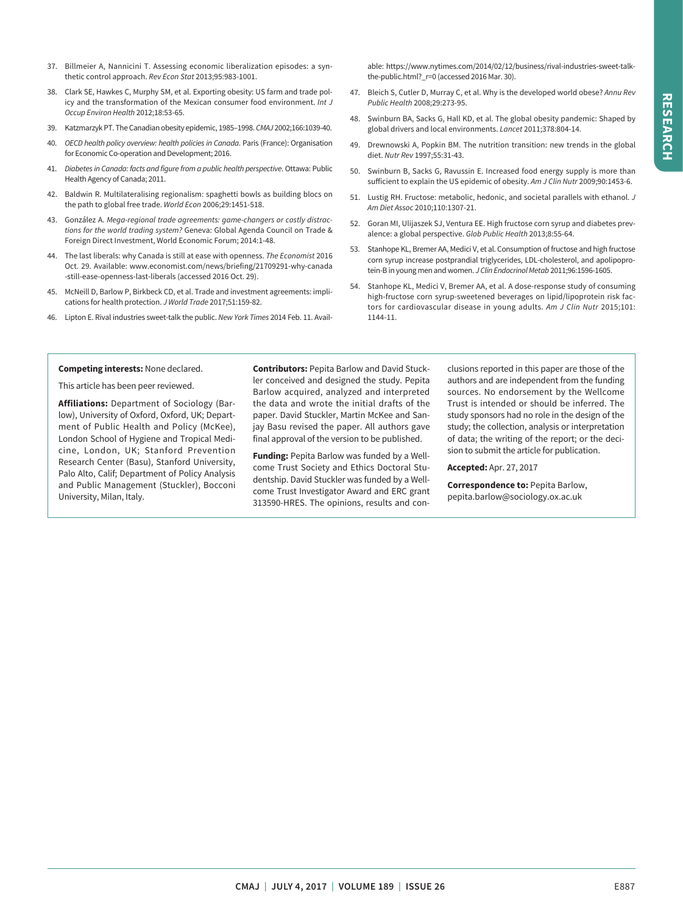37. Billmeier A, Nannicini T. Assessing economic liberalization episodes: a synthetic control approach. *Rev Econ Stat* 2013;95:983-1001.
38. Clark SE, Hawkes C, Murphy SM, et al. Exporting obesity: US farm and trade policy and the transformation of the Mexican consumer food environment. *Int J Occup Environ Health* 2012;18:53-65.
39. Katzmarzyk PT. The Canadian obesity epidemic, 1985–1998. *CMAJ* 2002;166:1039-40.
40. *OECD health policy overview: health policies in Canada.* Paris (France): Organisation for Economic Co-operation and Development; 2016.
41. *Diabetes in Canada: facts and figure from a public health perspective.* Ottawa: Public Health Agency of Canada; 2011.
42. Baldwin R. Multilateralising regionalism: spaghetti bowls as building blocs on the path to global free trade. *World Econ* 2006;29:1451-518.
43. González A. *Mega-regional trade agreements: game-changers or costly distractions for the world trading system?* Geneva: Global Agenda Council on Trade & Foreign Direct Investment, World Economic Forum; 2014:1-48.
44. The last liberals: why Canada is still at ease with openness. *The Economist* 2016 Oct. 29. Available: www.economist.com/news/briefing/21709291-why-canada-still-ease-openness-last-liberals (accessed 2016 Oct. 29).
45. McNeill D, Barlow P, Birkbeck CD, et al. Trade and investment agreements: implications for health protection. *J World Trade* 2017;51:159-82.
46. Lipton E. Rival industries sweet-talk the public. *New York Times* 2014 Feb. 11. Available: https://www.nytimes.com/2014/02/12/business/rival-industries-sweet-talk-the-public.html?_r=0 (accessed 2016 Mar. 30).
47. Bleich S, Cutler D, Murray C, et al. Why is the developed world obese? *Annu Rev Public Health* 2008;29:273-95.
48. Swinburn BA, Sacks G, Hall KD, et al. The global obesity pandemic: Shaped by global drivers and local environments. *Lancet* 2011;378:804-14.
49. Drewnowski A, Popkin BM. The nutrition transition: new trends in the global diet. *Nutr Rev* 1997;55:31-43.
50. Swinburn B, Sacks G, Ravussin E. Increased food energy supply is more than sufficient to explain the US epidemic of obesity. *Am J Clin Nutr* 2009;90:1453-6.
51. Lustig RH. Fructose: metabolic, hedonic, and societal parallels with ethanol. *J Am Diet Assoc* 2010;110:1307-21.
52. Goran MI, Ulijaszek SJ, Ventura EE. High fructose corn syrup and diabetes prevalence: a global perspective. *Glob Public Health* 2013;8:55-64.
53. Stanhope KL, Bremer AA, Medici V, et al. Consumption of fructose and high fructose corn syrup increase postprandial triglycerides, LDL-cholesterol, and apolipoprotein-B in young men and women. *J Clin Endocrinol Metab* 2011;96:1596-1605.
54. Stanhope KL, Medici V, Bremer AA, et al. A dose-response study of consuming high-fructose corn syrup-sweetened beverages on lipid/lipoprotein risk factors for cardiovascular disease in young adults. *Am J Clin Nutr* 2015;101:1144-11.

**Competing interests:** None declared.

This article has been peer reviewed.

**Affiliations:** Department of Sociology (Barlow), University of Oxford, Oxford, UK; Department of Public Health and Policy (McKee), London School of Hygiene and Tropical Medicine, London, UK; Stanford Prevention Research Center (Basu), Stanford University, Palo Alto, Calif; Department of Policy Analysis and Public Management (Stuckler), Bocconi University, Milan, Italy.

**Contributors:** Pepita Barlow and David Stuckler conceived and designed the study. Pepita Barlow acquired, analyzed and interpreted the data and wrote the initial drafts of the paper. David Stuckler, Martin McKee and Sanjay Basu revised the paper. All authors gave final approval of the version to be published.

**Funding:** Pepita Barlow was funded by a Wellcome Trust Society and Ethics Doctoral Studentship. David Stuckler was funded by a Wellcome Trust Investigator Award and ERC grant 313590-HRES. The opinions, results and conclusions reported in this paper are those of the authors and are independent from the funding sources. No endorsement by the Wellcome Trust is intended or should be inferred. The study sponsors had no role in the design of the study; the collection, analysis or interpretation of data; the writing of the report; or the decision to submit the article for publication.

**Accepted:** Apr. 27, 2017

**Correspondence to:** Pepita Barlow, pepita.barlow@sociology.ox.ac.uk